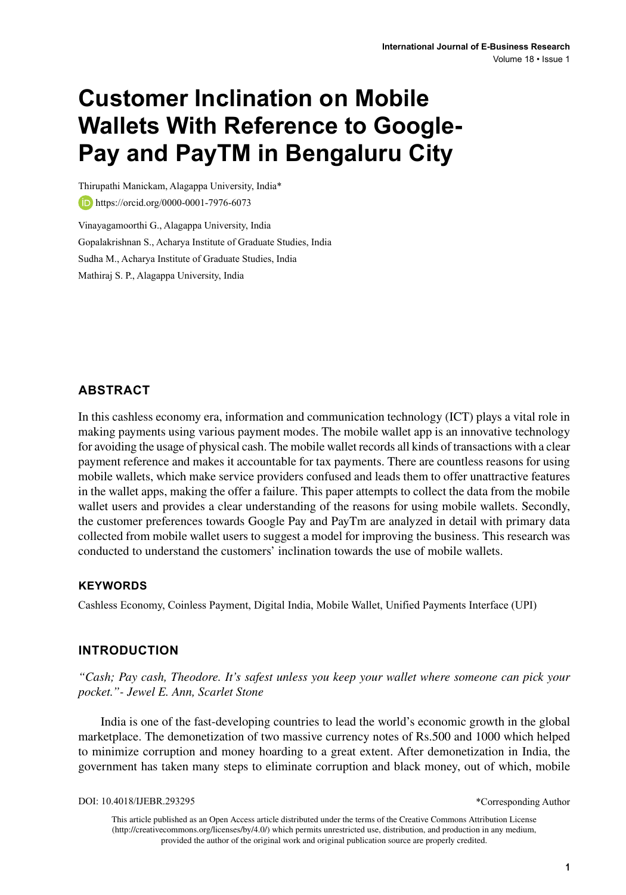# Customer Inclination on Mobile Wallets With Reference to Google-Pay and PayTM in Bengaluru City

Thirupathi Manickam, Alagappa University, India*

https://orcid.org/0000-0001-7976-6073

Vinayagamoorthi G., Alagappa University, India

Gopalakrishnan S., Acharya Institute of Graduate Studies, India

Sudha M., Acharya Institute of Graduate Studies, India

Mathiraj S. P., Alagappa University, India

## ABSTRACT

In this cashless economy era, information and communication technology (ICT) plays a vital role in making payments using various payment modes. The mobile wallet app is an innovative technology for avoiding the usage of physical cash. The mobile wallet records all kinds of transactions with a clear payment reference and makes it accountable for tax payments. There are countless reasons for using mobile wallets, which make service providers confused and leads them to offer unattractive features in the wallet apps, making the offer a failure. This paper attempts to collect the data from the mobile wallet users and provides a clear understanding of the reasons for using mobile wallets. Secondly, the customer preferences towards Google Pay and PayTm are analyzed in detail with primary data collected from mobile wallet users to suggest a model for improving the business. This research was conducted to understand the customers' inclination towards the use of mobile wallets.

### KEYWORDS

Cashless Economy, Coinless Payment, Digital India, Mobile Wallet, Unified Payments Interface (UPI)

## INTRODUCTION

*"Cash; Pay cash, Theodore. It's safest unless you keep your wallet where someone can pick your pocket."- Jewel E. Ann, Scarlet Stone*

India is one of the fast-developing countries to lead the world's economic growth in the global marketplace. The demonetization of two massive currency notes of Rs.500 and 1000 which helped to minimize corruption and money hoarding to a great extent. After demonetization in India, the government has taken many steps to eliminate corruption and black money, out of which, mobile

DOI: 10.4018/IJEBR.293295

*Corresponding Author

This article published as an Open Access article distributed under the terms of the Creative Commons Attribution License (http://creativecommons.org/licenses/by/4.0/) which permits unrestricted use, distribution, and production in any medium, provided the author of the original work and original publication source are properly credited.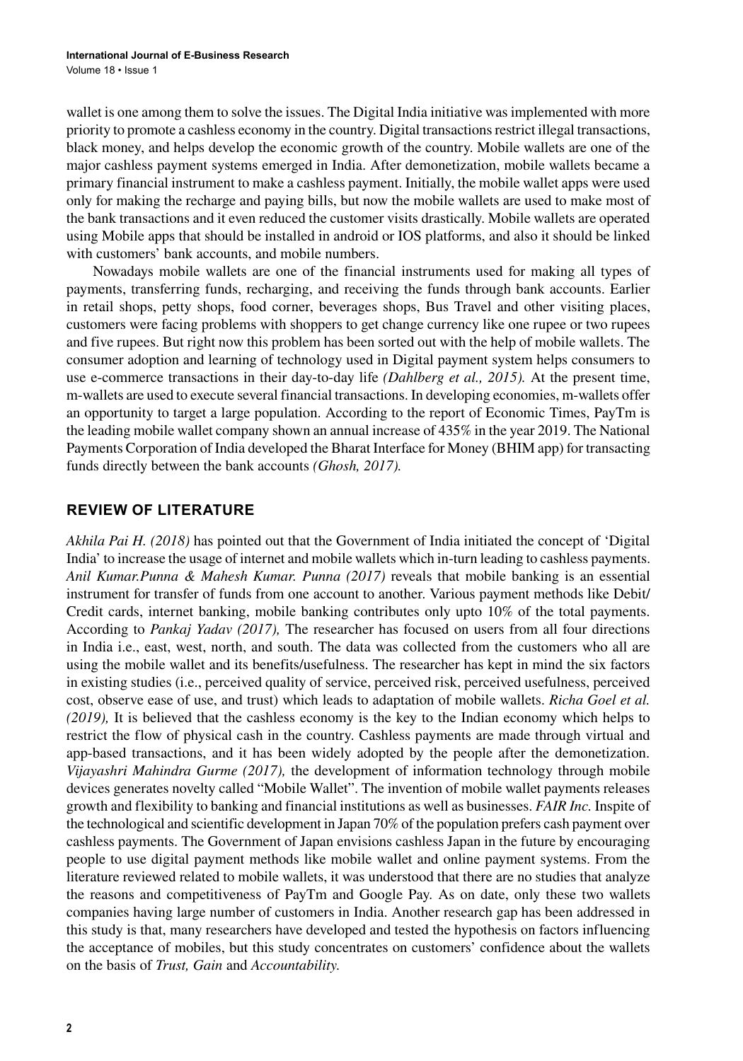wallet is one among them to solve the issues. The Digital India initiative was implemented with more priority to promote a cashless economy in the country. Digital transactions restrict illegal transactions, black money, and helps develop the economic growth of the country. Mobile wallets are one of the major cashless payment systems emerged in India. After demonetization, mobile wallets became a primary financial instrument to make a cashless payment. Initially, the mobile wallet apps were used only for making the recharge and paying bills, but now the mobile wallets are used to make most of the bank transactions and it even reduced the customer visits drastically. Mobile wallets are operated using Mobile apps that should be installed in android or IOS platforms, and also it should be linked with customers' bank accounts, and mobile numbers.

Nowadays mobile wallets are one of the financial instruments used for making all types of payments, transferring funds, recharging, and receiving the funds through bank accounts. Earlier in retail shops, petty shops, food corner, beverages shops, Bus Travel and other visiting places, customers were facing problems with shoppers to get change currency like one rupee or two rupees and five rupees. But right now this problem has been sorted out with the help of mobile wallets. The consumer adoption and learning of technology used in Digital payment system helps consumers to use e-commerce transactions in their day-to-day life *(Dahlberg et al., 2015).* At the present time, m-wallets are used to execute several financial transactions. In developing economies, m-wallets offer an opportunity to target a large population. According to the report of Economic Times, PayTm is the leading mobile wallet company shown an annual increase of 435% in the year 2019. The National Payments Corporation of India developed the Bharat Interface for Money (BHIM app) for transacting funds directly between the bank accounts *(Ghosh, 2017).*

## REVIEW OF LITERATURE

*Akhila Pai H. (2018)* has pointed out that the Government of India initiated the concept of 'Digital India' to increase the usage of internet and mobile wallets which in-turn leading to cashless payments. *Anil Kumar.Punna & Mahesh Kumar. Punna (2017)* reveals that mobile banking is an essential instrument for transfer of funds from one account to another. Various payment methods like Debit/Credit cards, internet banking, mobile banking contributes only upto 10% of the total payments. According to *Pankaj Yadav (2017),* The researcher has focused on users from all four directions in India i.e., east, west, north, and south. The data was collected from the customers who all are using the mobile wallet and its benefits/usefulness. The researcher has kept in mind the six factors in existing studies (i.e., perceived quality of service, perceived risk, perceived usefulness, perceived cost, observe ease of use, and trust) which leads to adaptation of mobile wallets. *Richa Goel et al. (2019),* It is believed that the cashless economy is the key to the Indian economy which helps to restrict the flow of physical cash in the country. Cashless payments are made through virtual and app-based transactions, and it has been widely adopted by the people after the demonetization. *Vijayashri Mahindra Gurme (2017),* the development of information technology through mobile devices generates novelty called "Mobile Wallet". The invention of mobile wallet payments releases growth and flexibility to banking and financial institutions as well as businesses. *FAIR Inc.* Inspite of the technological and scientific development in Japan 70% of the population prefers cash payment over cashless payments. The Government of Japan envisions cashless Japan in the future by encouraging people to use digital payment methods like mobile wallet and online payment systems. From the literature reviewed related to mobile wallets, it was understood that there are no studies that analyze the reasons and competitiveness of PayTm and Google Pay. As on date, only these two wallets companies having large number of customers in India. Another research gap has been addressed in this study is that, many researchers have developed and tested the hypothesis on factors influencing the acceptance of mobiles, but this study concentrates on customers' confidence about the wallets on the basis of *Trust, Gain* and *Accountability.*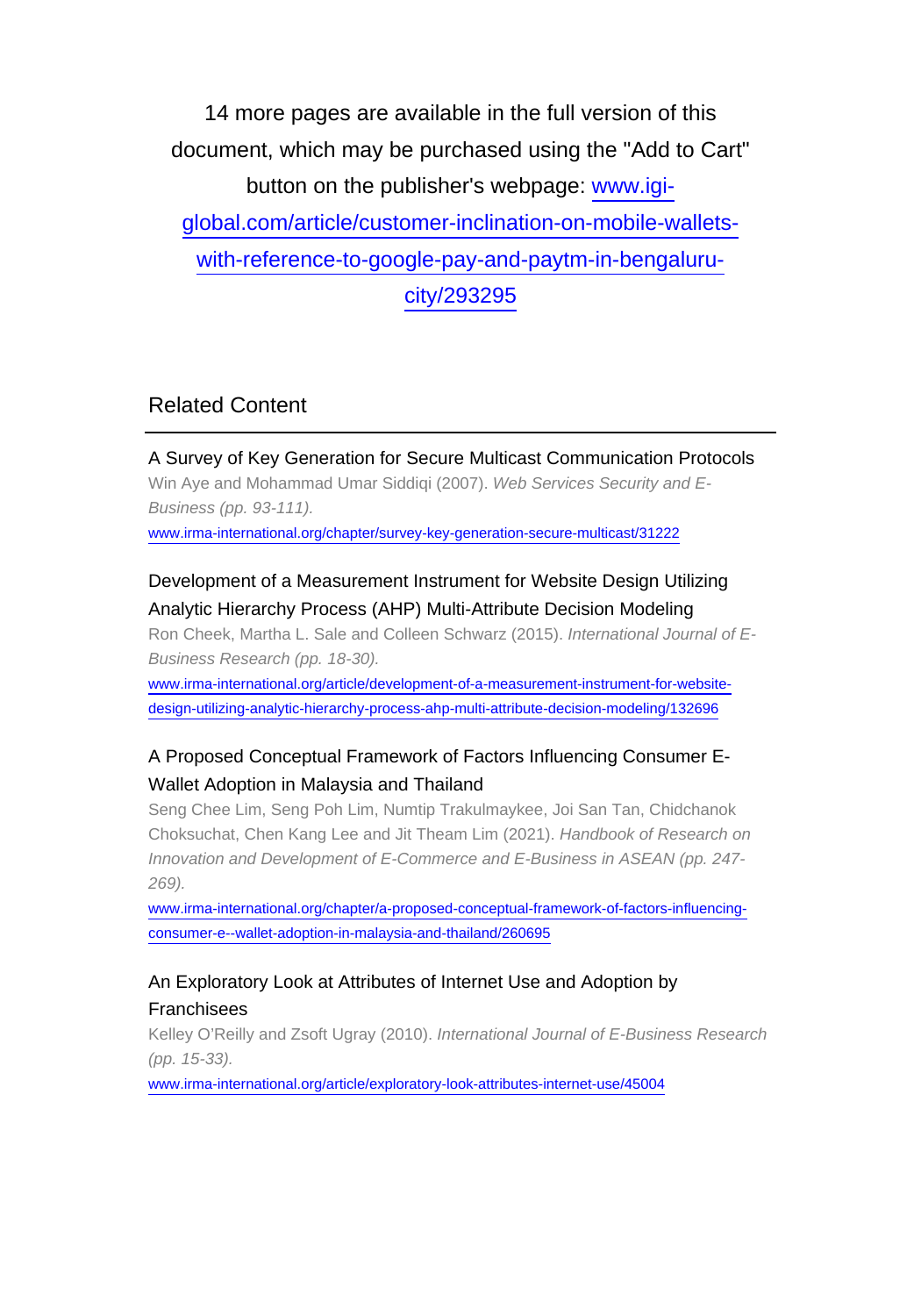14 more pages are available in the full version of this document, which may be purchased using the "Add to Cart" button on the publisher's webpage: www.igi-global.com/article/customer-inclination-on-mobile-wallets-with-reference-to-google-pay-and-paytm-in-bengaluru-city/293295

## Related Content

A Survey of Key Generation for Secure Multicast Communication Protocols
Win Aye and Mohammad Umar Siddiqi (2007). *Web Services Security and E-Business (pp. 93-111).*
www.irma-international.org/chapter/survey-key-generation-secure-multicast/31222

Development of a Measurement Instrument for Website Design Utilizing Analytic Hierarchy Process (AHP) Multi-Attribute Decision Modeling
Ron Cheek, Martha L. Sale and Colleen Schwarz (2015). *International Journal of E-Business Research (pp. 18-30).*
www.irma-international.org/article/development-of-a-measurement-instrument-for-website-design-utilizing-analytic-hierarchy-process-ahp-multi-attribute-decision-modeling/132696

A Proposed Conceptual Framework of Factors Influencing Consumer E-Wallet Adoption in Malaysia and Thailand
Seng Chee Lim, Seng Poh Lim, Numtip Trakulmaykee, Joi San Tan, Chidchanok Choksuchat, Chen Kang Lee and Jit Theam Lim (2021). *Handbook of Research on Innovation and Development of E-Commerce and E-Business in ASEAN (pp. 247-269).*
www.irma-international.org/chapter/a-proposed-conceptual-framework-of-factors-influencing-consumer-e--wallet-adoption-in-malaysia-and-thailand/260695

An Exploratory Look at Attributes of Internet Use and Adoption by Franchisees
Kelley O'Reilly and Zsoft Ugray (2010). *International Journal of E-Business Research (pp. 15-33).*
www.irma-international.org/article/exploratory-look-attributes-internet-use/45004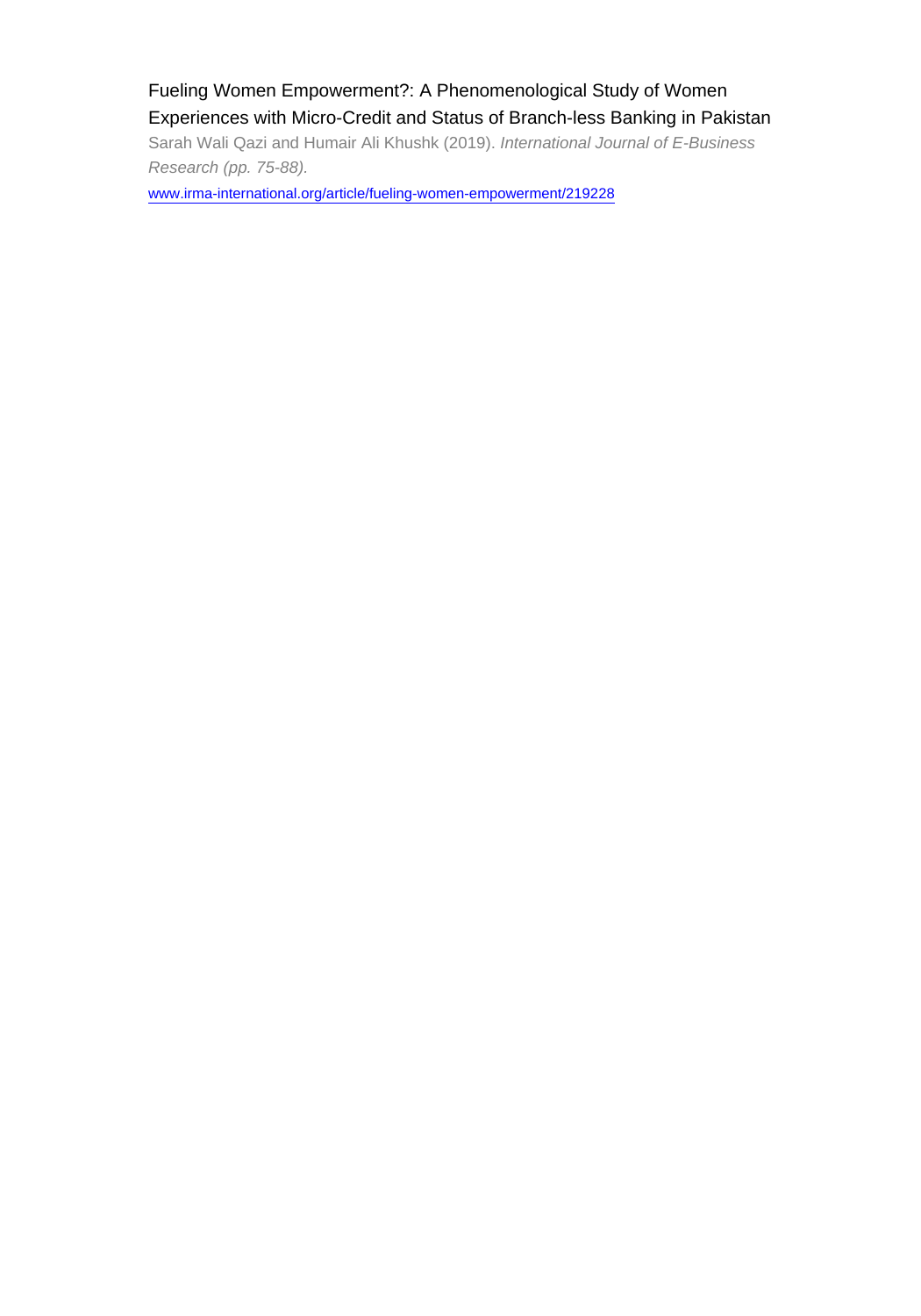Fueling Women Empowerment?: A Phenomenological Study of Women Experiences with Micro-Credit and Status of Branch-less Banking in Pakistan

Sarah Wali Qazi and Humair Ali Khushk (2019). *International Journal of E-Business Research (pp. 75-88).*

www.irma-international.org/article/fueling-women-empowerment/219228